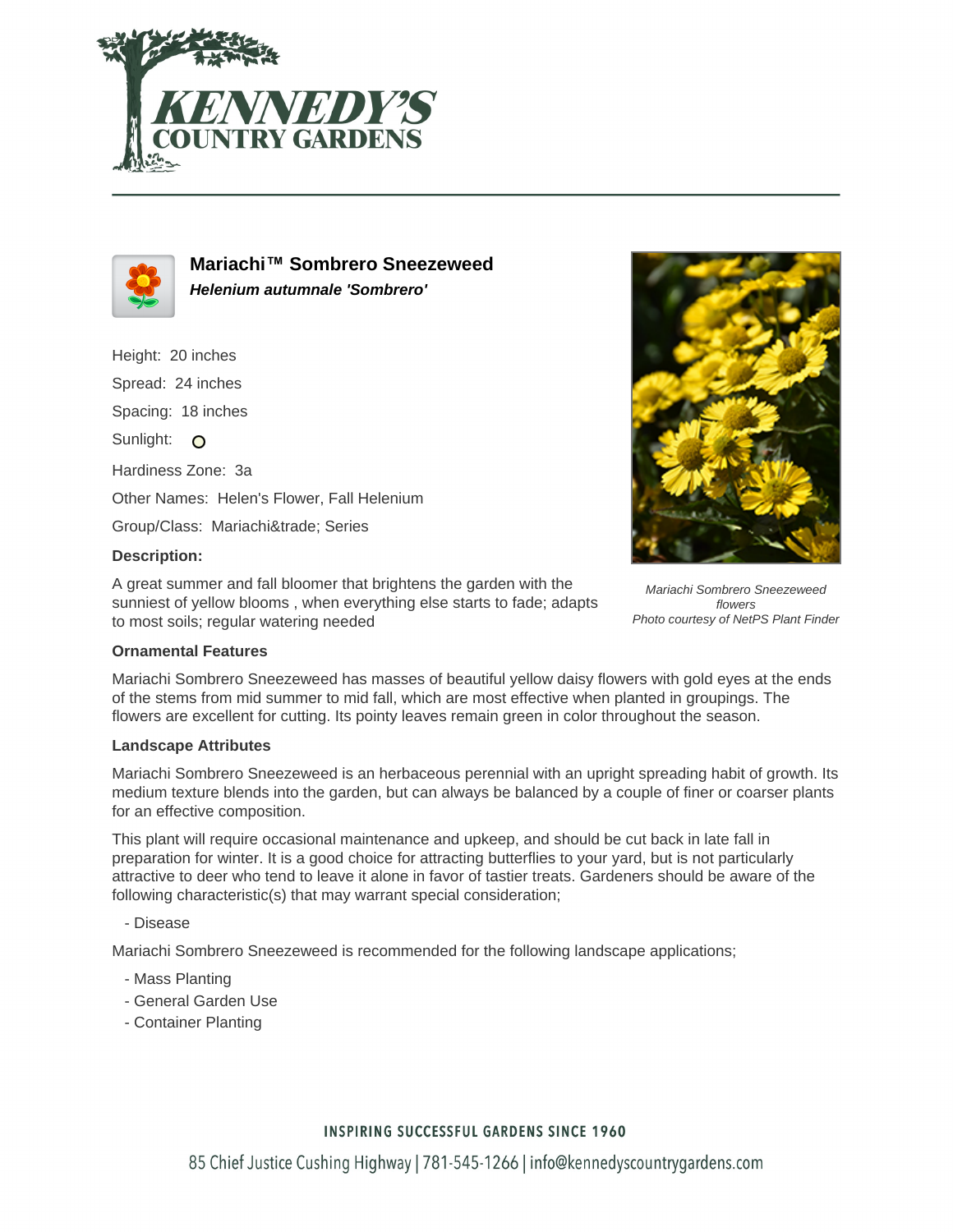# Mariachi™ Sombrero Sneezeweed

***Helenium autumnale* 'Sombrero'**

Height: 20 inches

Spread: 24 inches

Spacing: 18 inches

Sunlight:

Hardiness Zone: 3a

Other Names: Helen's Flower, Fall Helenium

Group/Class: Mariachi&trade; Series

**Description:**

A great summer and fall bloomer that brightens the garden with the sunniest of yellow blooms , when everything else starts to fade; adapts to most soils; regular watering needed

*Mariachi Sombrero Sneezeweed flowers*
*Photo courtesy of NetPS Plant Finder*

### Ornamental Features

Mariachi Sombrero Sneezeweed has masses of beautiful yellow daisy flowers with gold eyes at the ends of the stems from mid summer to mid fall, which are most effective when planted in groupings. The flowers are excellent for cutting. Its pointy leaves remain green in color throughout the season.

### Landscape Attributes

Mariachi Sombrero Sneezeweed is an herbaceous perennial with an upright spreading habit of growth. Its medium texture blends into the garden, but can always be balanced by a couple of finer or coarser plants for an effective composition.

This plant will require occasional maintenance and upkeep, and should be cut back in late fall in preparation for winter. It is a good choice for attracting butterflies to your yard, but is not particularly attractive to deer who tend to leave it alone in favor of tastier treats. Gardeners should be aware of the following characteristic(s) that may warrant special consideration;

- Disease

Mariachi Sombrero Sneezeweed is recommended for the following landscape applications;

- Mass Planting
- General Garden Use
- Container Planting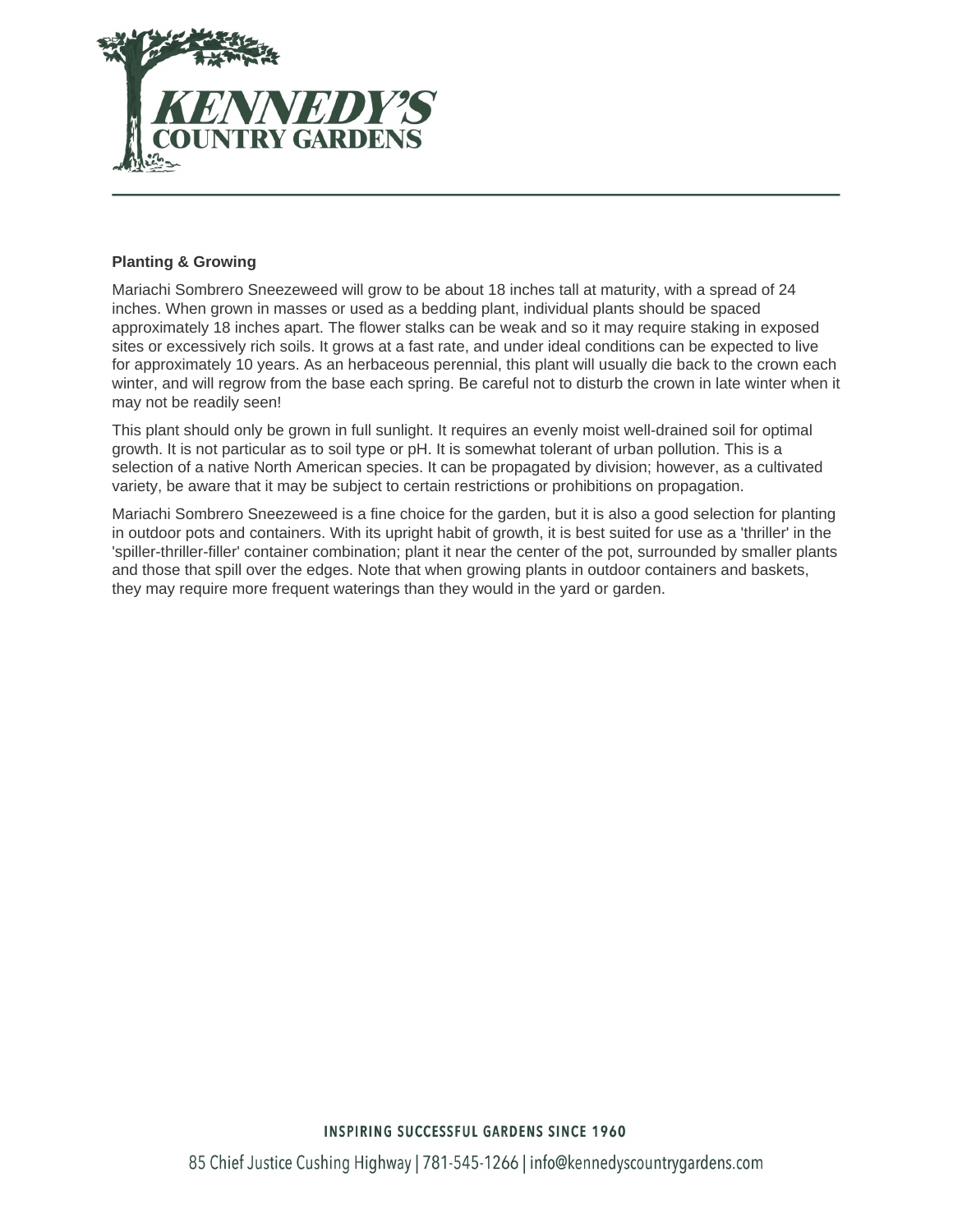**Planting & Growing**

Mariachi Sombrero Sneezeweed will grow to be about 18 inches tall at maturity, with a spread of 24 inches. When grown in masses or used as a bedding plant, individual plants should be spaced approximately 18 inches apart. The flower stalks can be weak and so it may require staking in exposed sites or excessively rich soils. It grows at a fast rate, and under ideal conditions can be expected to live for approximately 10 years. As an herbaceous perennial, this plant will usually die back to the crown each winter, and will regrow from the base each spring. Be careful not to disturb the crown in late winter when it may not be readily seen!

This plant should only be grown in full sunlight. It requires an evenly moist well-drained soil for optimal growth. It is not particular as to soil type or pH. It is somewhat tolerant of urban pollution. This is a selection of a native North American species. It can be propagated by division; however, as a cultivated variety, be aware that it may be subject to certain restrictions or prohibitions on propagation.

Mariachi Sombrero Sneezeweed is a fine choice for the garden, but it is also a good selection for planting in outdoor pots and containers. With its upright habit of growth, it is best suited for use as a 'thriller' in the 'spiller-thriller-filler' container combination; plant it near the center of the pot, surrounded by smaller plants and those that spill over the edges. Note that when growing plants in outdoor containers and baskets, they may require more frequent waterings than they would in the yard or garden.